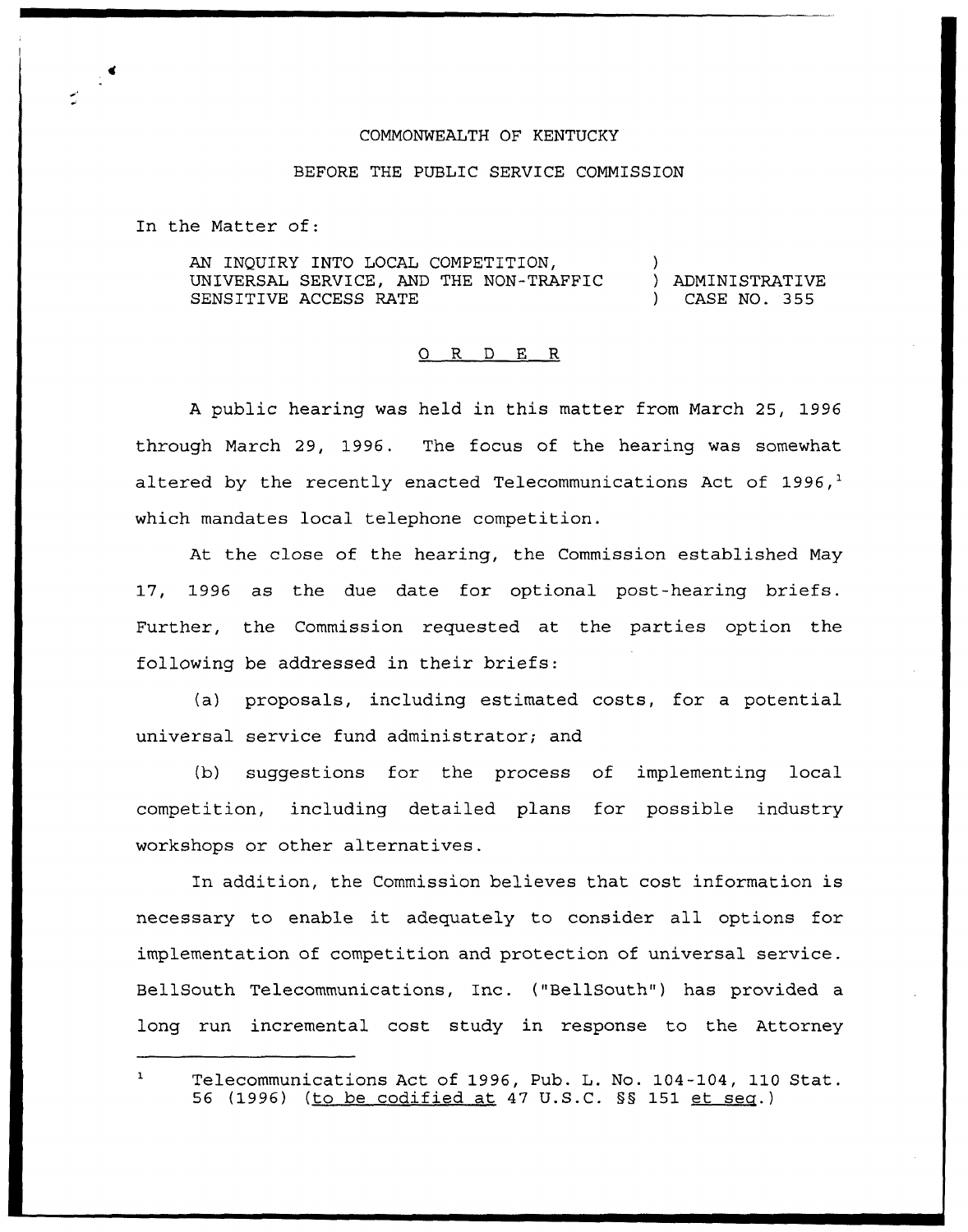COMMONWEALTH OF KENTUCKY

BEFORE THE PUBLIC SERVICE COMMISSION

In the Matter of:

AN INQUIRY INTO LOCAL COMPETITION, UNIVERSAL SERVICE, AND THE NON-TRAFFIC SENSITIVE ACCESS RATE ) ADMINISTRATIVE CASE NO. 355

O R D E R

A public hearing was held in this matter from March 25, 1996 through March 29, 1996. The focus of the hearing was somewhat altered by the recently enacted Telecommunications Act of 1996,[1] which mandates local telephone competition.

At the close of the hearing, the Commission established May 17, 1996 as the due date for optional post-hearing briefs. Further, the Commission requested at the parties option the following be addressed in their briefs:

(a) proposals, including estimated costs, for a potential universal service fund administrator; and

(b) suggestions for the process of implementing local competition, including detailed plans for possible industry workshops or other alternatives.

In addition, the Commission believes that cost information is necessary to enable it adequately to consider all options for implementation of competition and protection of universal service. BellSouth Telecommunications, Inc. ("BellSouth") has provided a long run incremental cost study in response to the Attorney

---

[1] Telecommunications Act of 1996, Pub. L. No. 104-104, 110 Stat. 56 (1996) (to be codified at 47 U.S.C. §§ 151 et seq.)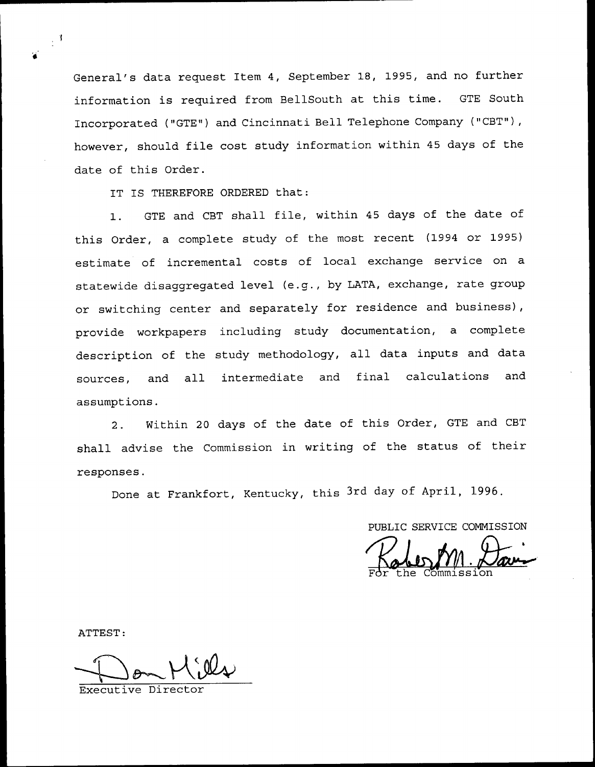General's data request Item 4, September 18, 1995, and no further information is required from BellSouth at this time. GTE South Incorporated ("GTE") and Cincinnati Bell Telephone Company ("CBT"), however, should file cost study information within 45 days of the date of this Order.

IT IS THEREFORE ORDERED that:

1. GTE and CBT shall file, within 45 days of the date of this Order, a complete study of the most recent (1994 or 1995) estimate of incremental costs of local exchange service on a statewide disaggregated level (e.g., by LATA, exchange, rate group or switching center and separately for residence and business), provide workpapers including study documentation, a complete description of the study methodology, all data inputs and data sources, and all intermediate and final calculations and assumptions.

2. Within 20 days of the date of this Order, GTE and CBT shall advise the Commission in writing of the status of their responses.

Done at Frankfort, Kentucky, this 3rd day of April, 1996.

PUBLIC SERVICE COMMISSION

For the Commission

ATTEST:

Executive Director